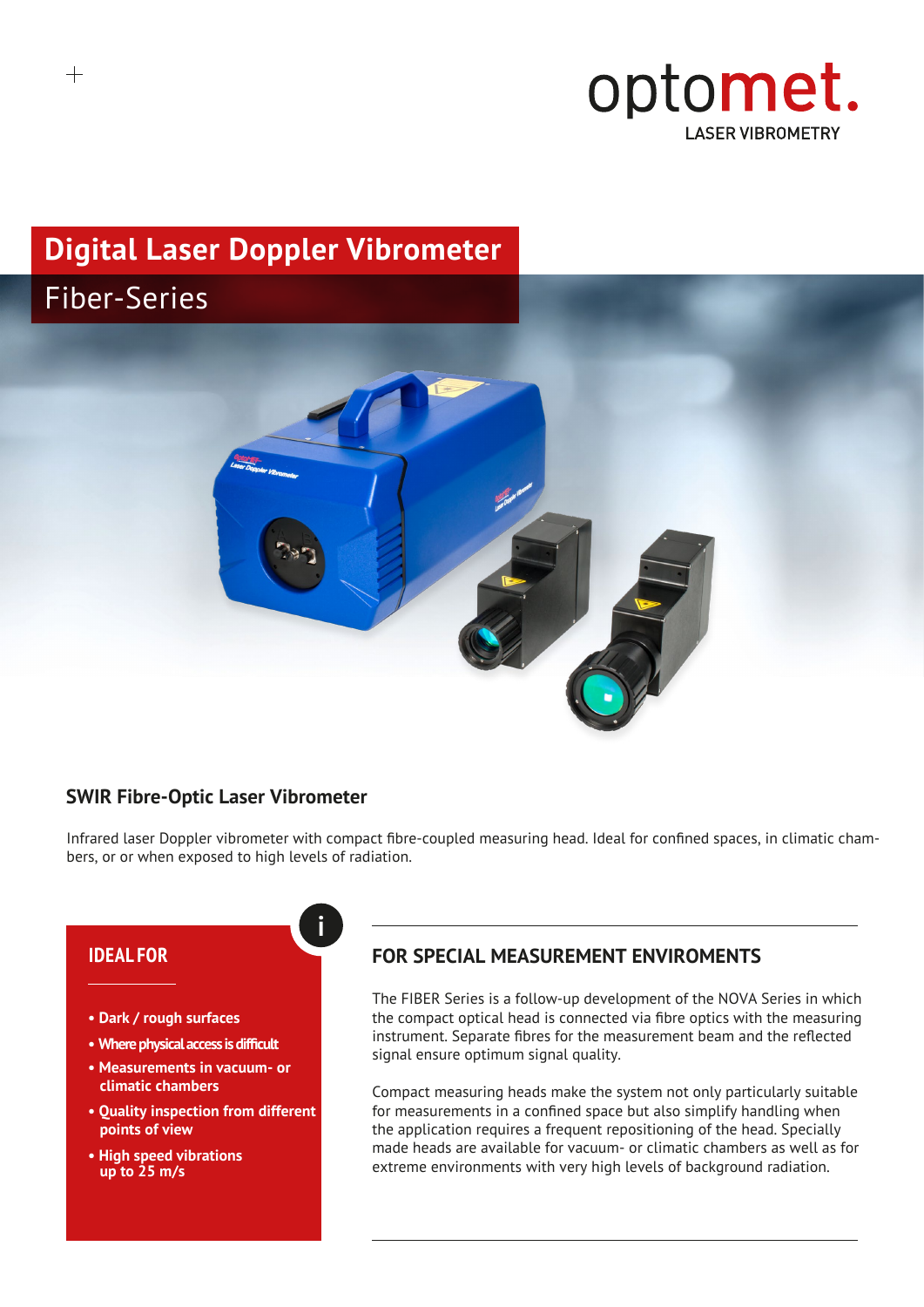optomet.
LASER VIBROMETRY

# Digital Laser Doppler Vibrometer

## Fiber-Series

### SWIR Fibre-Optic Laser Vibrometer

Infrared laser Doppler vibrometer with compact fibre-coupled measuring head. Ideal for confined spaces, in climatic chambers, or or when exposed to high levels of radiation.

### IDEAL FOR

- **Dark / rough surfaces**
- **Where physical access is difficult**
- **Measurements in vacuum- or climatic chambers**
- **Quality inspection from different points of view**
- **High speed vibrations up to 25 m/s**

### FOR SPECIAL MEASUREMENT ENVIROMENTS

The FIBER Series is a follow-up development of the NOVA Series in which the compact optical head is connected via fibre optics with the measuring instrument. Separate fibres for the measurement beam and the reflected signal ensure optimum signal quality.

Compact measuring heads make the system not only particularly suitable for measurements in a confined space but also simplify handling when the application requires a frequent repositioning of the head. Specially made heads are available for vacuum- or climatic chambers as well as for extreme environments with very high levels of background radiation.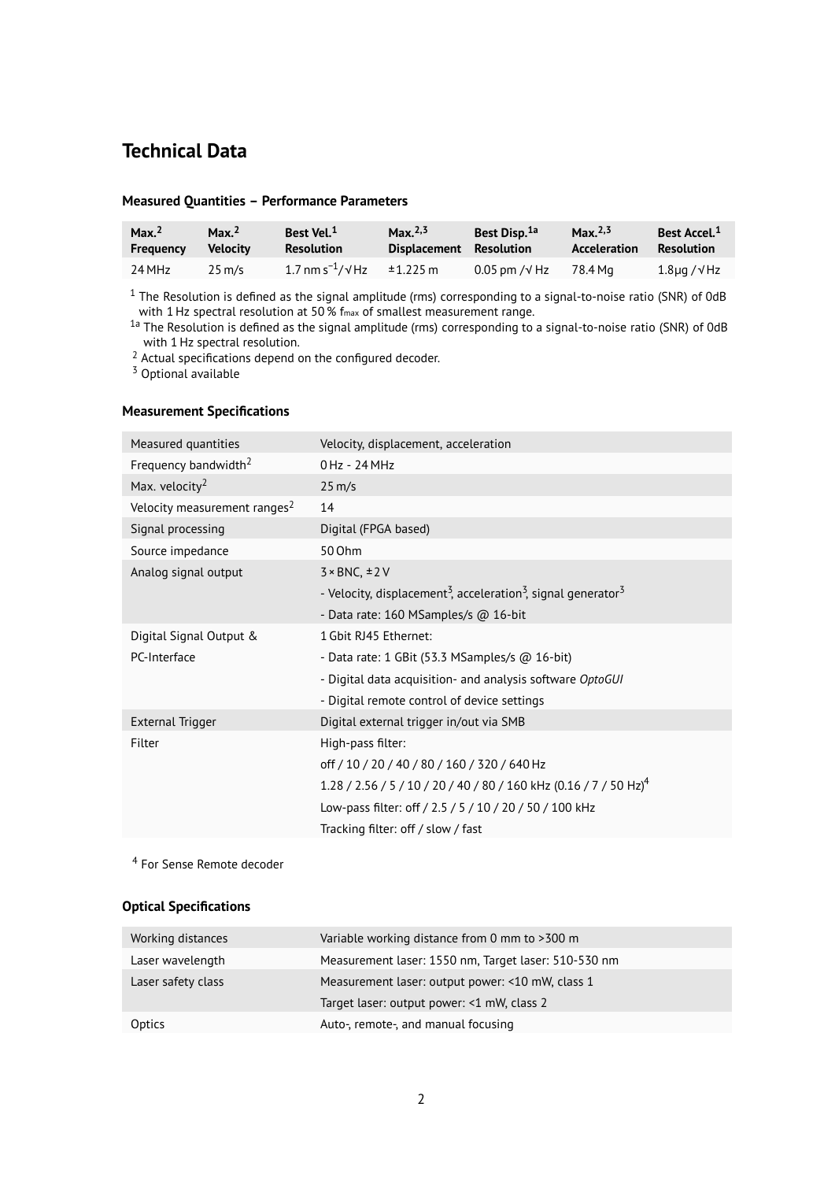## Technical Data

### Measured Quantities – Performance Parameters

| Max.[2] Frequency | Max.[2] Velocity | Best Vel.[1] Resolution | Max.[2,3] Displacement | Best Disp.[1a] Resolution | Max.[2,3] Acceleration | Best Accel.[1] Resolution |
|---|---|---|---|---|---|---|
| 24 MHz | 25 m/s | 1.7 nm $s^{-1}$/√Hz | ±1.225 m | 0.05 pm /√Hz | 78.4 Mg | 1.8µg /√Hz |

[1] The Resolution is defined as the signal amplitude (rms) corresponding to a signal-to-noise ratio (SNR) of 0dB with 1 Hz spectral resolution at 50 % $f_{max}$ of smallest measurement range.
[1a] The Resolution is defined as the signal amplitude (rms) corresponding to a signal-to-noise ratio (SNR) of 0dB with 1 Hz spectral resolution.
[2] Actual specifications depend on the configured decoder.
[3] Optional available

### Measurement Specifications

| | |
|---|---|
| Measured quantities | Velocity, displacement, acceleration |
| Frequency bandwidth[2] | 0 Hz - 24 MHz |
| Max. velocity[2] | 25 m/s |
| Velocity measurement ranges[2] | 14 |
| Signal processing | Digital (FPGA based) |
| Source impedance | 50 Ohm |
| Analog signal output | 3 × BNC, ±2 V<br>- Velocity, displacement[3], acceleration[3], signal generator[3]<br>- Data rate: 160 MSamples/s @ 16-bit |
| Digital Signal Output & PC-Interface | 1 Gbit RJ45 Ethernet:<br>- Data rate: 1 GBit (53.3 MSamples/s @ 16-bit)<br>- Digital data acquisition- and analysis software *OptoGUI*<br>- Digital remote control of device settings |
| External Trigger | Digital external trigger in/out via SMB |
| Filter | High-pass filter:<br>off / 10 / 20 / 40 / 80 / 160 / 320 / 640 Hz<br>1.28 / 2.56 / 5 / 10 / 20 / 40 / 80 / 160 kHz (0.16 / 7 / 50 Hz)[4]<br>Low-pass filter: off / 2.5 / 5 / 10 / 20 / 50 / 100 kHz<br>Tracking filter: off / slow / fast |

[4] For Sense Remote decoder

### Optical Specifications

| | |
|---|---|
| Working distances | Variable working distance from 0 mm to >300 m |
| Laser wavelength | Measurement laser: 1550 nm, Target laser: 510-530 nm |
| Laser safety class | Measurement laser: output power: <10 mW, class 1<br>Target laser: output power: <1 mW, class 2 |
| Optics | Auto-, remote-, and manual focusing |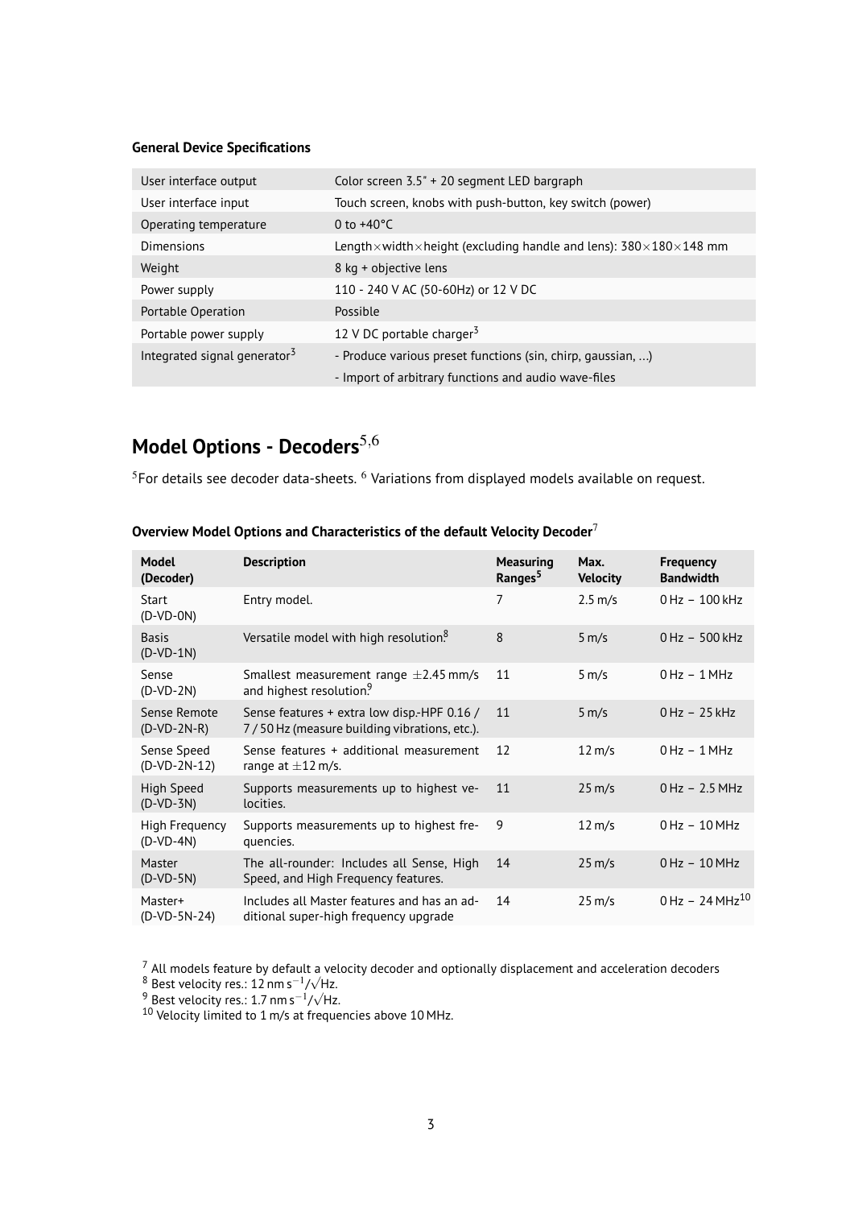**General Device Specifications**

| | |
|---|---|
| User interface output | Color screen 3.5" + 20 segment LED bargraph |
| User interface input | Touch screen, knobs with push-button, key switch (power) |
| Operating temperature | 0 to +40°C |
| Dimensions | Length×width×height (excluding handle and lens): 380×180×148 mm |
| Weight | 8 kg + objective lens |
| Power supply | 110 - 240 V AC (50-60Hz) or 12 V DC |
| Portable Operation | Possible |
| Portable power supply | 12 V DC portable charger[3] |
| Integrated signal generator[3] | - Produce various preset functions (sin, chirp, gaussian, ...)<br>- Import of arbitrary functions and audio wave-files |

# Model Options - Decoders[5,6]

[5]For details see decoder data-sheets. [6] Variations from displayed models available on request.

**Overview Model Options and Characteristics of the default Velocity Decoder**[7]

| Model (Decoder) | Description | Measuring Ranges[5] | Max. Velocity | Frequency Bandwidth |
|---|---|---|---|---|
| Start (D-VD-0N) | Entry model. | 7 | 2.5 m/s | 0 Hz – 100 kHz |
| Basis (D-VD-1N) | Versatile model with high resolution.[8] | 8 | 5 m/s | 0 Hz – 500 kHz |
| Sense (D-VD-2N) | Smallest measurement range $\pm 2.45$ mm/s and highest resolution.[9] | 11 | 5 m/s | 0 Hz – 1 MHz |
| Sense Remote (D-VD-2N-R) | Sense features + extra low disp.-HPF 0.16 / 7 / 50 Hz (measure building vibrations, etc.). | 11 | 5 m/s | 0 Hz – 25 kHz |
| Sense Speed (D-VD-2N-12) | Sense features + additional measurement range at $\pm 12$ m/s. | 12 | 12 m/s | 0 Hz – 1 MHz |
| High Speed (D-VD-3N) | Supports measurements up to highest velocities. | 11 | 25 m/s | 0 Hz – 2.5 MHz |
| High Frequency (D-VD-4N) | Supports measurements up to highest frequencies. | 9 | 12 m/s | 0 Hz – 10 MHz |
| Master (D-VD-5N) | The all-rounder: Includes all Sense, High Speed, and High Frequency features. | 14 | 25 m/s | 0 Hz – 10 MHz |
| Master+ (D-VD-5N-24) | Includes all Master features and has an additional super-high frequency upgrade | 14 | 25 m/s | 0 Hz – 24 MHz[10] |

[7] All models feature by default a velocity decoder and optionally displacement and acceleration decoders
[8] Best velocity res.: 12 nm $s^{-1}/\sqrt{Hz}$.
[9] Best velocity res.: 1.7 nm $s^{-1}/\sqrt{Hz}$.
[10] Velocity limited to 1 m/s at frequencies above 10 MHz.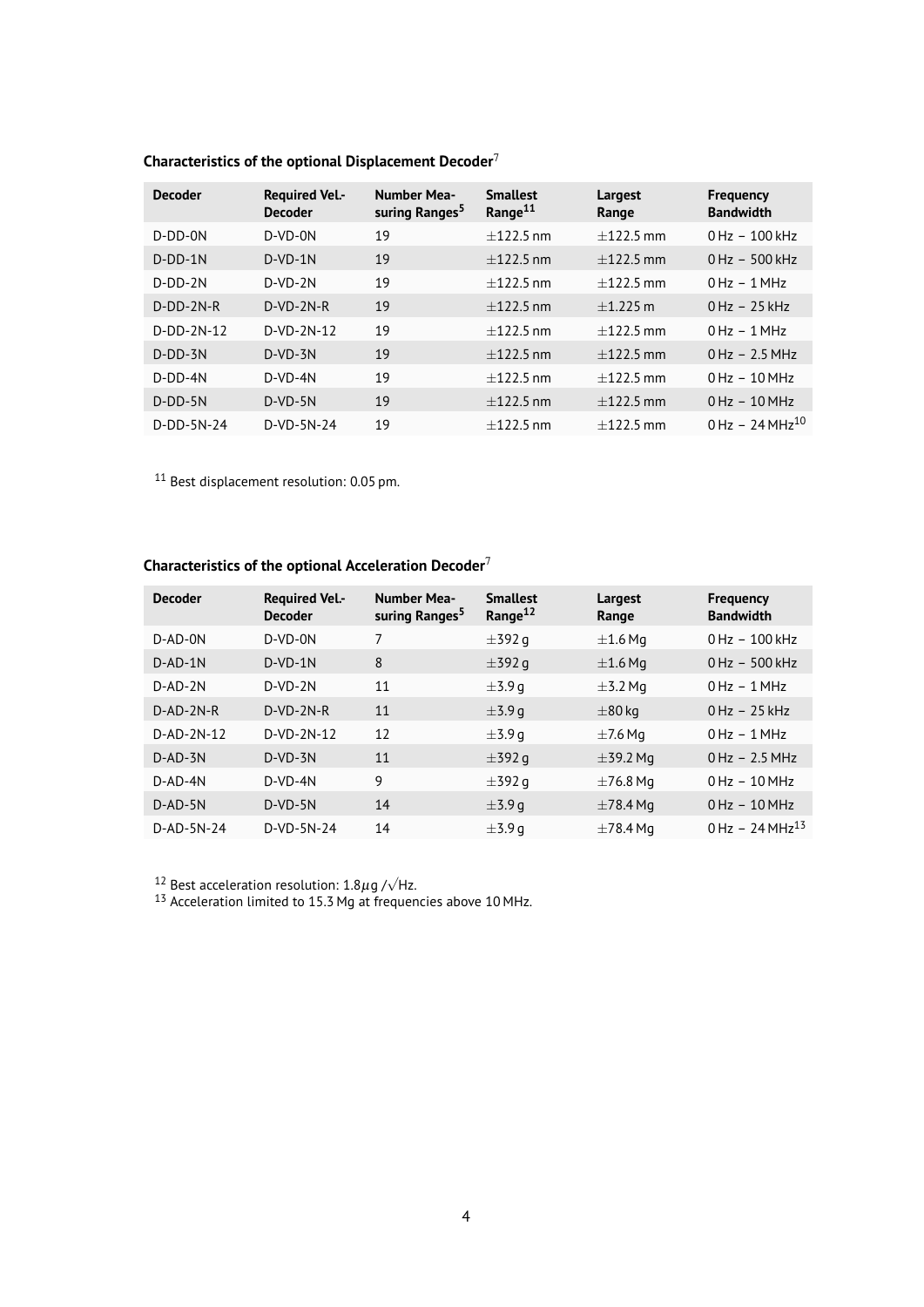**Characteristics of the optional Displacement Decoder**[7]

| Decoder | Required Vel.-Decoder | Number Measuring Ranges[5] | Smallest Range[11] | Largest Range | Frequency Bandwidth |
|---|---|---|---|---|---|
| D-DD-0N | D-VD-0N | 19 | ±122.5 nm | ±122.5 mm | 0 Hz – 100 kHz |
| D-DD-1N | D-VD-1N | 19 | ±122.5 nm | ±122.5 mm | 0 Hz – 500 kHz |
| D-DD-2N | D-VD-2N | 19 | ±122.5 nm | ±122.5 mm | 0 Hz – 1 MHz |
| D-DD-2N-R | D-VD-2N-R | 19 | ±122.5 nm | ±1.225 m | 0 Hz – 25 kHz |
| D-DD-2N-12 | D-VD-2N-12 | 19 | ±122.5 nm | ±122.5 mm | 0 Hz – 1 MHz |
| D-DD-3N | D-VD-3N | 19 | ±122.5 nm | ±122.5 mm | 0 Hz – 2.5 MHz |
| D-DD-4N | D-VD-4N | 19 | ±122.5 nm | ±122.5 mm | 0 Hz – 10 MHz |
| D-DD-5N | D-VD-5N | 19 | ±122.5 nm | ±122.5 mm | 0 Hz – 10 MHz |
| D-DD-5N-24 | D-VD-5N-24 | 19 | ±122.5 nm | ±122.5 mm | 0 Hz – 24 MHz[10] |

[11] Best displacement resolution: 0.05 pm.

**Characteristics of the optional Acceleration Decoder**[7]

| Decoder | Required Vel.-Decoder | Number Measuring Ranges[5] | Smallest Range[12] | Largest Range | Frequency Bandwidth |
|---|---|---|---|---|---|
| D-AD-0N | D-VD-0N | 7 | ±392 g | ±1.6 Mg | 0 Hz – 100 kHz |
| D-AD-1N | D-VD-1N | 8 | ±392 g | ±1.6 Mg | 0 Hz – 500 kHz |
| D-AD-2N | D-VD-2N | 11 | ±3.9 g | ±3.2 Mg | 0 Hz – 1 MHz |
| D-AD-2N-R | D-VD-2N-R | 11 | ±3.9 g | ±80 kg | 0 Hz – 25 kHz |
| D-AD-2N-12 | D-VD-2N-12 | 12 | ±3.9 g | ±7.6 Mg | 0 Hz – 1 MHz |
| D-AD-3N | D-VD-3N | 11 | ±392 g | ±39.2 Mg | 0 Hz – 2.5 MHz |
| D-AD-4N | D-VD-4N | 9 | ±392 g | ±76.8 Mg | 0 Hz – 10 MHz |
| D-AD-5N | D-VD-5N | 14 | ±3.9 g | ±78.4 Mg | 0 Hz – 10 MHz |
| D-AD-5N-24 | D-VD-5N-24 | 14 | ±3.9 g | ±78.4 Mg | 0 Hz – 24 MHz[13] |

[12] Best acceleration resolution: $1.8 \mu g / \sqrt{Hz}$.
[13] Acceleration limited to 15.3 Mg at frequencies above 10 MHz.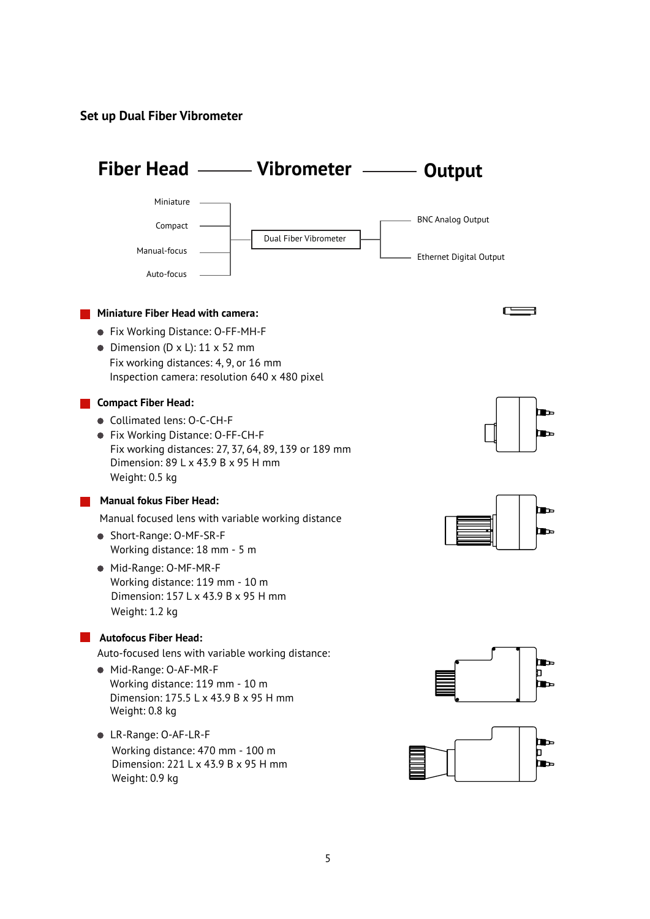## Set up Dual Fiber Vibrometer

**Fiber Head —— Vibrometer —— Output**

Miniature
Compact
Manual-focus
Auto-focus

Dual Fiber Vibrometer

BNC Analog Output
Ethernet Digital Output

### Miniature Fiber Head with camera:

- Fix Working Distance: O-FF-MH-F
- Dimension (D x L): 11 x 52 mm
  Fix working distances: 4, 9, or 16 mm
  Inspection camera: resolution 640 x 480 pixel

### Compact Fiber Head:

- Collimated lens: O-C-CH-F
- Fix Working Distance: O-FF-CH-F
  Fix working distances: 27, 37, 64, 89, 139 or 189 mm
  Dimension: 89 L x 43.9 B x 95 H mm
  Weight: 0.5 kg

### Manual fokus Fiber Head:

Manual focused lens with variable working distance

- Short-Range: O-MF-SR-F
  Working distance: 18 mm - 5 m
- Mid-Range: O-MF-MR-F
  Working distance: 119 mm - 10 m
  Dimension: 157 L x 43.9 B x 95 H mm
  Weight: 1.2 kg

### Autofocus Fiber Head:

Auto-focused lens with variable working distance:

- Mid-Range: O-AF-MR-F
  Working distance: 119 mm - 10 m
  Dimension: 175.5 L x 43.9 B x 95 H mm
  Weight: 0.8 kg
- LR-Range: O-AF-LR-F
  Working distance: 470 mm - 100 m
  Dimension: 221 L x 43.9 B x 95 H mm
  Weight: 0.9 kg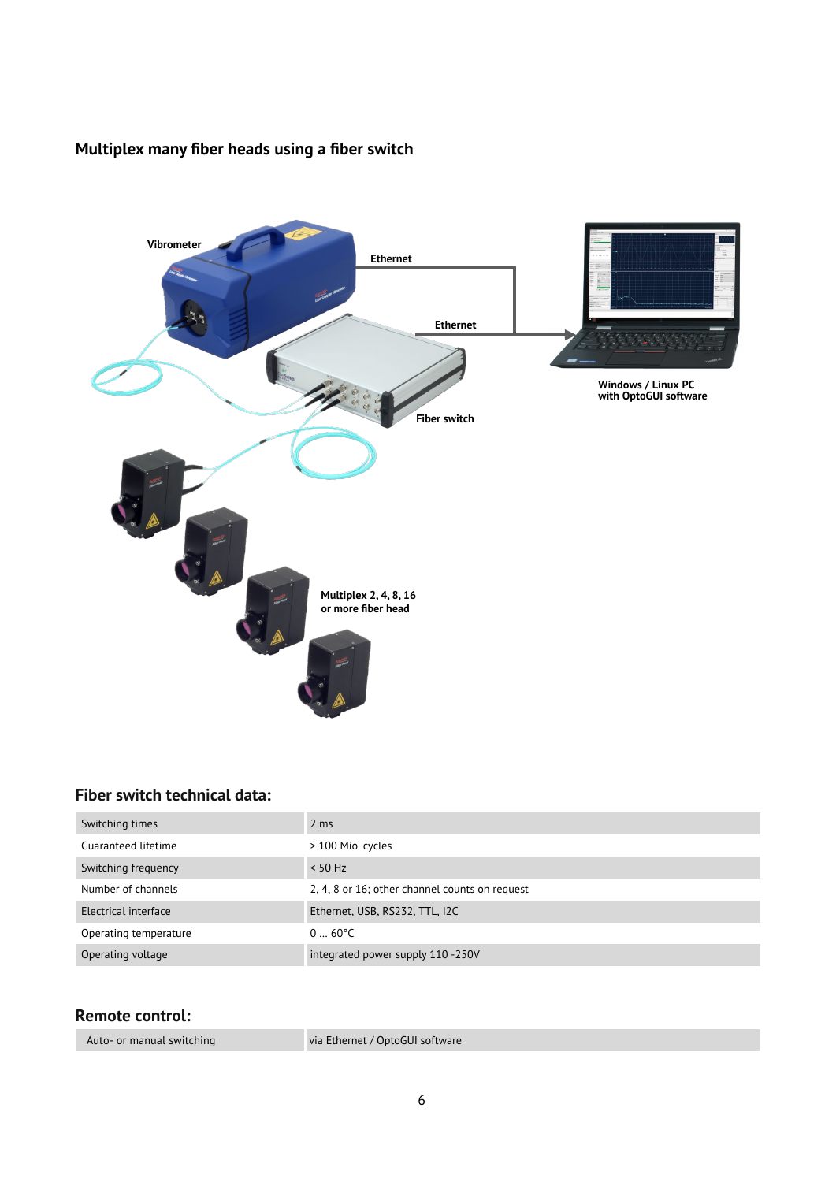## Multiplex many fiber heads using a fiber switch

Vibrometer

Ethernet

Ethernet

Windows / Linux PC
with OptoGUI software

Fiber switch

Multiplex 2, 4, 8, 16
or more fiber head

## Fiber switch technical data:

| | |
|---|---|
| Switching times | 2 ms |
| Guaranteed lifetime | > 100 Mio cycles |
| Switching frequency | < 50 Hz |
| Number of channels | 2, 4, 8 or 16; other channel counts on request |
| Electrical interface | Ethernet, USB, RS232, TTL, I2C |
| Operating temperature | 0 … 60°C |
| Operating voltage | integrated power supply 110 -250V |

## Remote control:

| | |
|---|---|
| Auto- or manual switching | via Ethernet / OptoGUI software |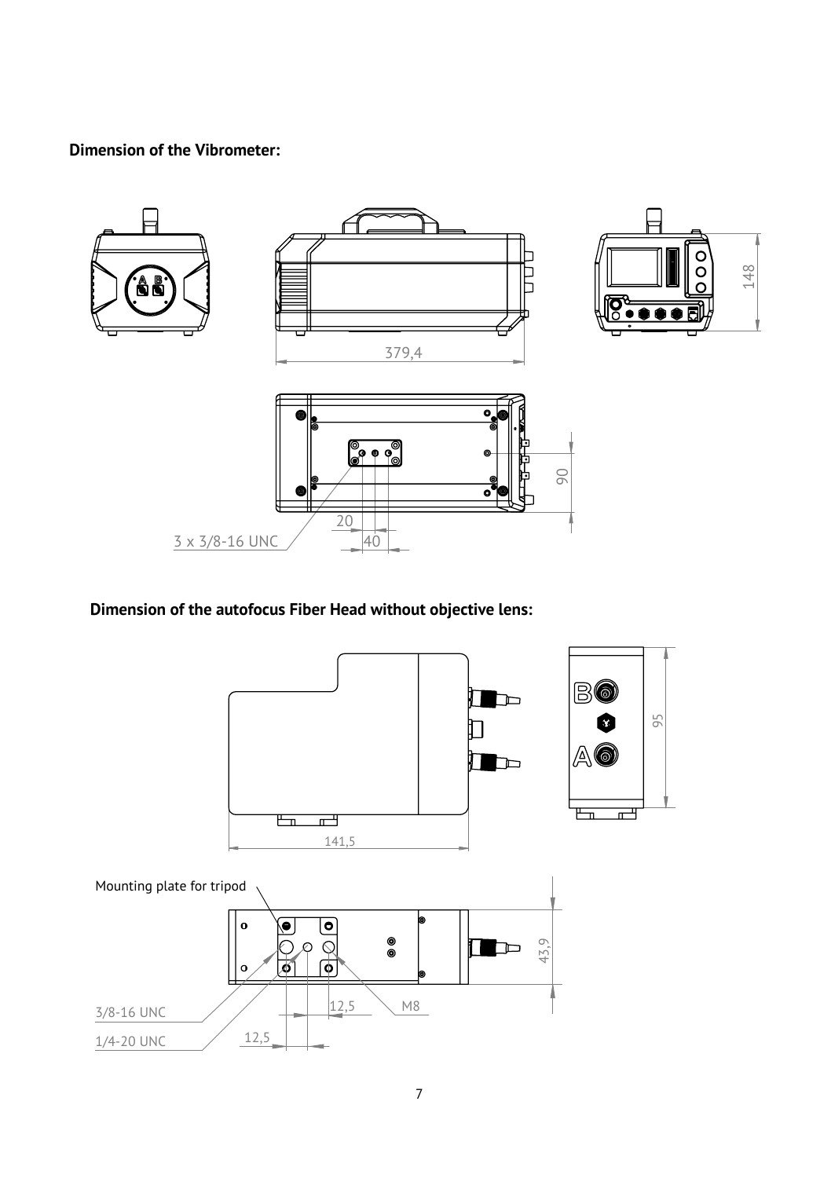**Dimension of the Vibrometer:**

379,4

148

90

20

40

3 x 3/8-16 UNC

**Dimension of the autofocus Fiber Head without objective lens:**

141,5

95

Mounting plate for tripod

43,9

3/8-16 UNC

1/4-20 UNC

12,5

12,5

M8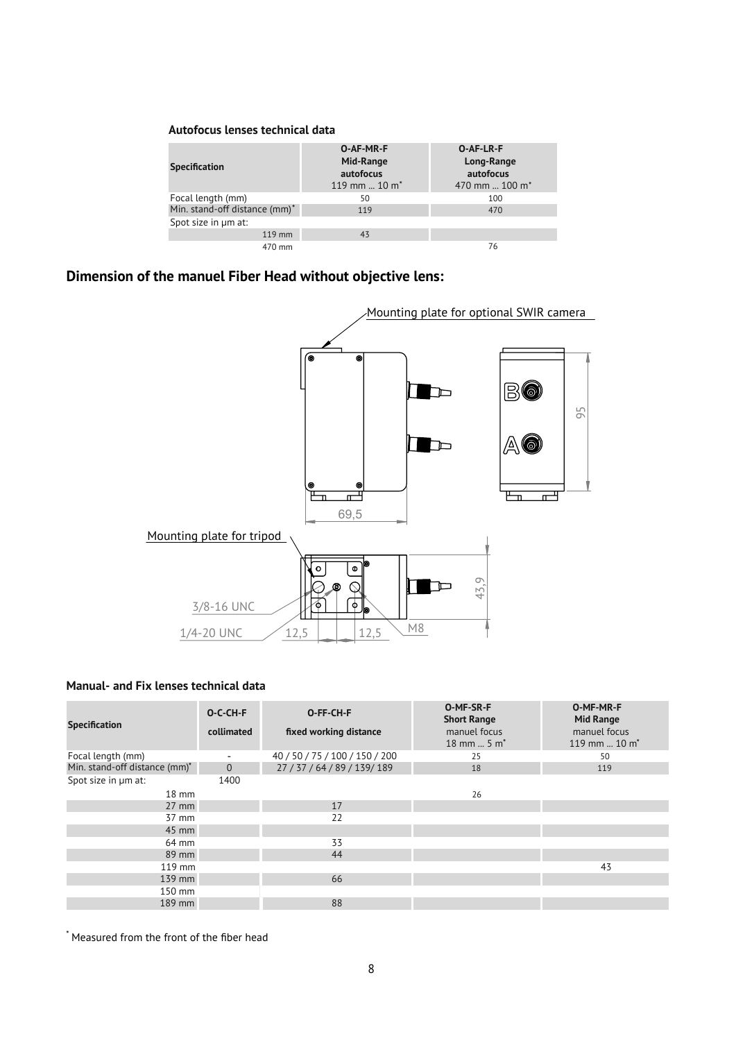### Autofocus lenses technical data

| Specification | O-AF-MR-F Mid-Range autofocus 119 mm ... 10 m* | O-AF-LR-F Long-Range autofocus 470 mm ... 100 m* |
|---|---|---|
| Focal length (mm) | 50 | 100 |
| Min. stand-off distance (mm)* | 119 | 470 |
| Spot size in µm at: | | |
| 119 mm | 43 | |
| 470 mm | | 76 |

## Dimension of the manuel Fiber Head without objective lens:

Mounting plate for optional SWIR camera

69,5

95

Mounting plate for tripod

43,9

3/8-16 UNC

1/4-20 UNC

12,5

12,5

M8

### Manual- and Fix lenses technical data

| Specification | O-C-CH-F collimated | O-FF-CH-F fixed working distance | O-MF-SR-F Short Range manuel focus 18 mm ... 5 m* | O-MF-MR-F Mid Range manuel focus 119 mm ... 10 m* |
|---|---|---|---|---|
| Focal length (mm) | - | 40 / 50 / 75 / 100 / 150 / 200 | 25 | 50 |
| Min. stand-off distance (mm)* | 0 | 27 / 37 / 64 / 89 / 139/ 189 | 18 | 119 |
| Spot size in µm at: | 1400 | | | |
| 18 mm | | | 26 | |
| 27 mm | | 17 | | |
| 37 mm | | 22 | | |
| 45 mm | | | | |
| 64 mm | | 33 | | |
| 89 mm | | 44 | | |
| 119 mm | | | | 43 |
| 139 mm | | 66 | | |
| 150 mm | | | | |
| 189 mm | | 88 | | |

* Measured from the front of the fiber head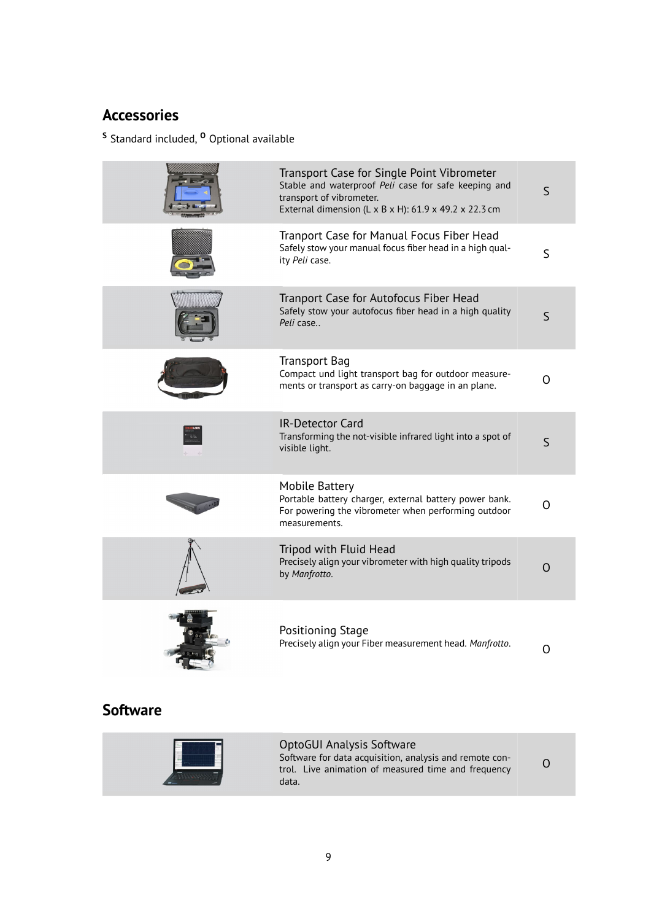## Accessories

[S] Standard included, [O] Optional available

| Item | Description | |
|---|---|---|
| Transport Case for Single Point Vibrometer | Stable and waterproof *Peli* case for safe keeping and transport of vibrometer. External dimension (L x B x H): 61.9 x 49.2 x 22.3 cm | S |
| Tranport Case for Manual Focus Fiber Head | Safely stow your manual focus fiber head in a high quality *Peli* case. | S |
| Tranport Case for Autofocus Fiber Head | Safely stow your autofocus fiber head in a high quality *Peli* case.. | S |
| Transport Bag | Compact und light transport bag for outdoor measurements or transport as carry-on baggage in an plane. | O |
| IR-Detector Card | Transforming the not-visible infrared light into a spot of visible light. | S |
| Mobile Battery | Portable battery charger, external battery power bank. For powering the vibrometer when performing outdoor measurements. | O |
| Tripod with Fluid Head | Precisely align your vibrometer with high quality tripods by *Manfrotto*. | O |
| Positioning Stage | Precisely align your Fiber measurement head. *Manfrotto*. | O |

## Software

| Item | Description | |
|---|---|---|
| OptoGUI Analysis Software | Software for data acquisition, analysis and remote control. Live animation of measured time and frequency data. | O |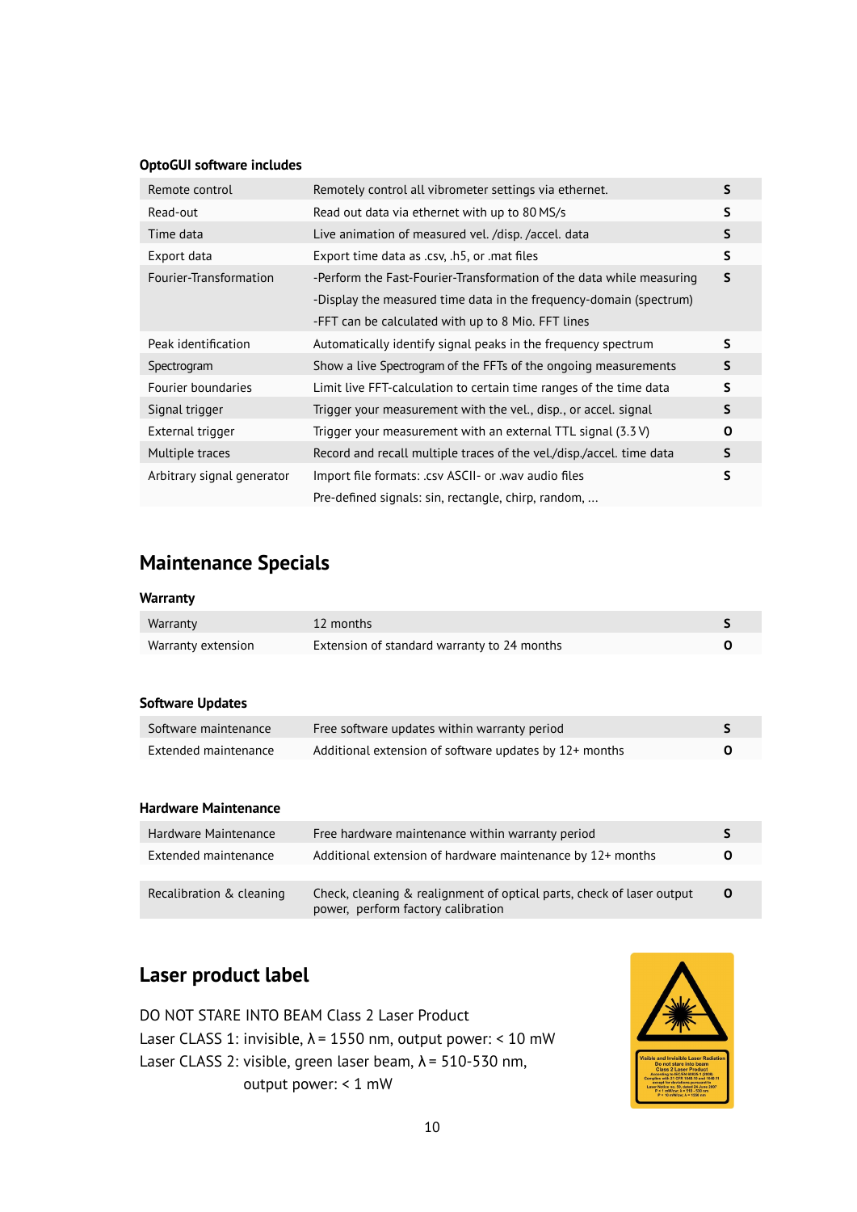**OptoGUI software includes**

| | | |
|---|---|---|
| Remote control | Remotely control all vibrometer settings via ethernet. | S |
| Read-out | Read out data via ethernet with up to 80 MS/s | S |
| Time data | Live animation of measured vel. /disp. /accel. data | S |
| Export data | Export time data as .csv, .h5, or .mat files | S |
| Fourier-Transformation | -Perform the Fast-Fourier-Transformation of the data while measuring<br>-Display the measured time data in the frequency-domain (spectrum)<br>-FFT can be calculated with up to 8 Mio. FFT lines | S |
| Peak identification | Automatically identify signal peaks in the frequency spectrum | S |
| Spectrogram | Show a live Spectrogram of the FFTs of the ongoing measurements | S |
| Fourier boundaries | Limit live FFT-calculation to certain time ranges of the time data | S |
| Signal trigger | Trigger your measurement with the vel., disp., or accel. signal | S |
| External trigger | Trigger your measurement with an external TTL signal (3.3 V) | O |
| Multiple traces | Record and recall multiple traces of the vel./disp./accel. time data | S |
| Arbitrary signal generator | Import file formats: .csv ASCII- or .wav audio files<br>Pre-defined signals: sin, rectangle, chirp, random, ... | S |

## Maintenance Specials

**Warranty**

| | | |
|---|---|---|
| Warranty | 12 months | S |
| Warranty extension | Extension of standard warranty to 24 months | O |

**Software Updates**

| | | |
|---|---|---|
| Software maintenance | Free software updates within warranty period | S |
| Extended maintenance | Additional extension of software updates by 12+ months | O |

**Hardware Maintenance**

| | | |
|---|---|---|
| Hardware Maintenance | Free hardware maintenance within warranty period | S |
| Extended maintenance | Additional extension of hardware maintenance by 12+ months | O |
| Recalibration & cleaning | Check, cleaning & realignment of optical parts, check of laser output power, perform factory calibration | O |

## Laser product label

DO NOT STARE INTO BEAM Class 2 Laser Product

Laser CLASS 1: invisible, λ = 1550 nm, output power: < 10 mW

Laser CLASS 2: visible, green laser beam, λ = 510-530 nm, output power: < 1 mW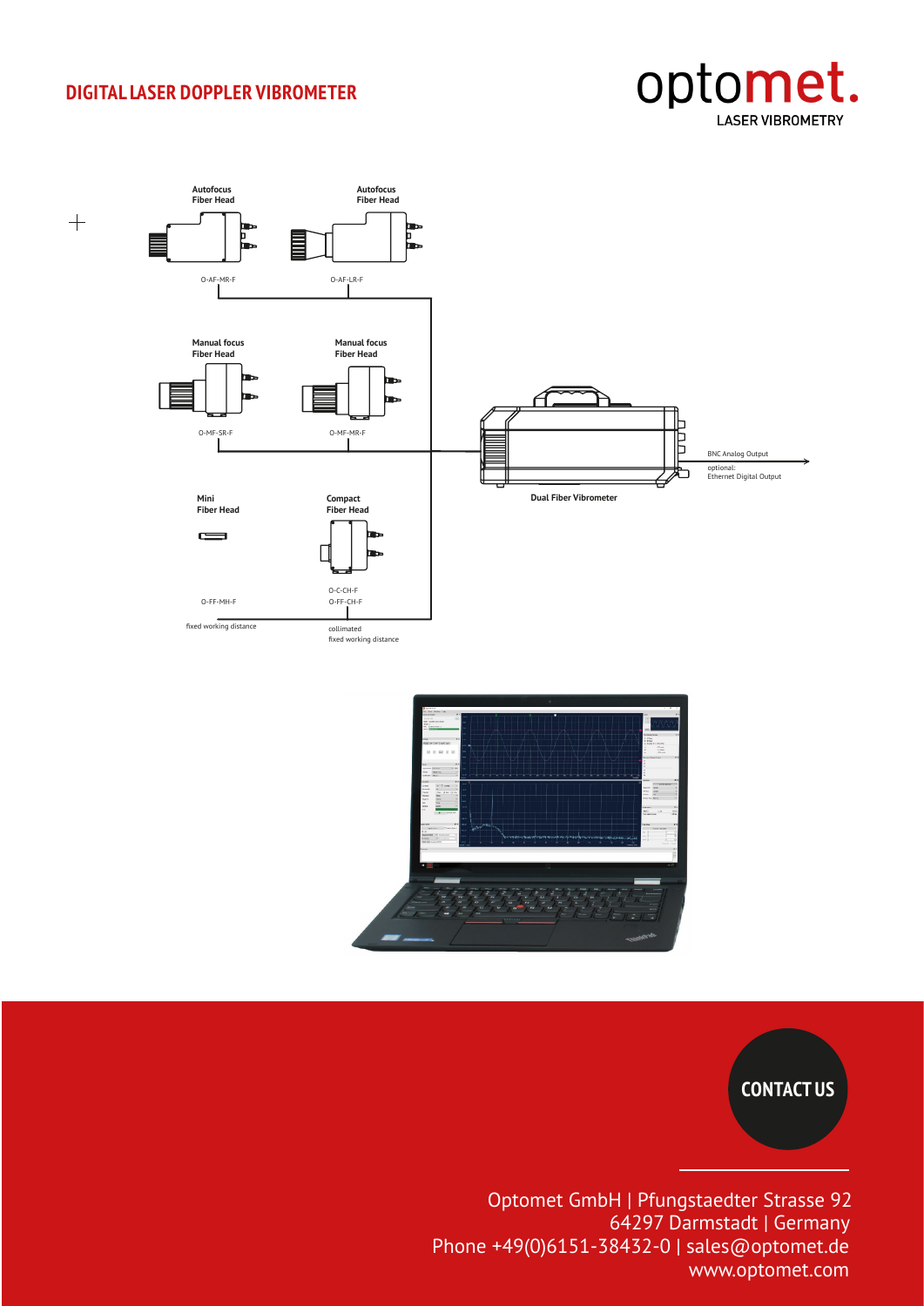## DIGITAL LASER DOPPLER VIBROMETER

optomet.
LASER VIBROMETRY

Autofocus
Fiber Head

O-AF-MR-F

Autofocus
Fiber Head

O-AF-LR-F

Manual focus
Fiber Head

O-MF-SR-F

Manual focus
Fiber Head

O-MF-MR-F

Mini
Fiber Head

O-FF-MH-F

fixed working distance

Compact
Fiber Head

O-C-CH-F
O-FF-CH-F

collimated
fixed working distance

Dual Fiber Vibrometer

BNC Analog Output

optional:
Ethernet Digital Output

**CONTACT US**

Optomet GmbH | Pfungstaedter Strasse 92
64297 Darmstadt | Germany
Phone +49(0)6151-38432-0 | sales@optomet.de
www.optomet.com